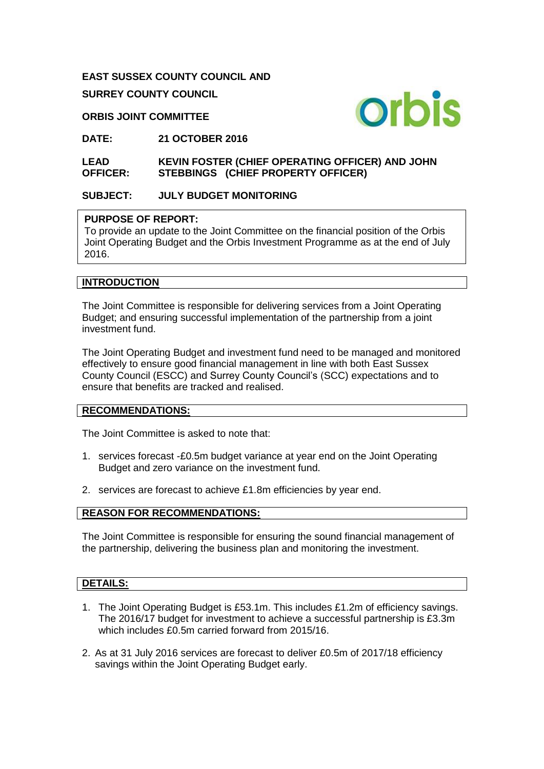**EAST SUSSEX COUNTY COUNCIL AND**

**SURREY COUNTY COUNCIL**

**ORBIS JOINT COMMITTEE**

**DATE:** **21 OCTOBER 2016**

**LEAD OFFICER:** **KEVIN FOSTER (CHIEF OPERATING OFFICER) AND JOHN STEBBINGS (CHIEF PROPERTY OFFICER)**

**SUBJECT:** **JULY BUDGET MONITORING**

**PURPOSE OF REPORT:**
To provide an update to the Joint Committee on the financial position of the Orbis Joint Operating Budget and the Orbis Investment Programme as at the end of July 2016.

## INTRODUCTION

The Joint Committee is responsible for delivering services from a Joint Operating Budget; and ensuring successful implementation of the partnership from a joint investment fund.

The Joint Operating Budget and investment fund need to be managed and monitored effectively to ensure good financial management in line with both East Sussex County Council (ESCC) and Surrey County Council's (SCC) expectations and to ensure that benefits are tracked and realised.

## RECOMMENDATIONS:

The Joint Committee is asked to note that:

1. services forecast -£0.5m budget variance at year end on the Joint Operating Budget and zero variance on the investment fund.
2. services are forecast to achieve £1.8m efficiencies by year end.

## REASON FOR RECOMMENDATIONS:

The Joint Committee is responsible for ensuring the sound financial management of the partnership, delivering the business plan and monitoring the investment.

## DETAILS:

1. The Joint Operating Budget is £53.1m. This includes £1.2m of efficiency savings. The 2016/17 budget for investment to achieve a successful partnership is £3.3m which includes £0.5m carried forward from 2015/16.
2. As at 31 July 2016 services are forecast to deliver £0.5m of 2017/18 efficiency savings within the Joint Operating Budget early.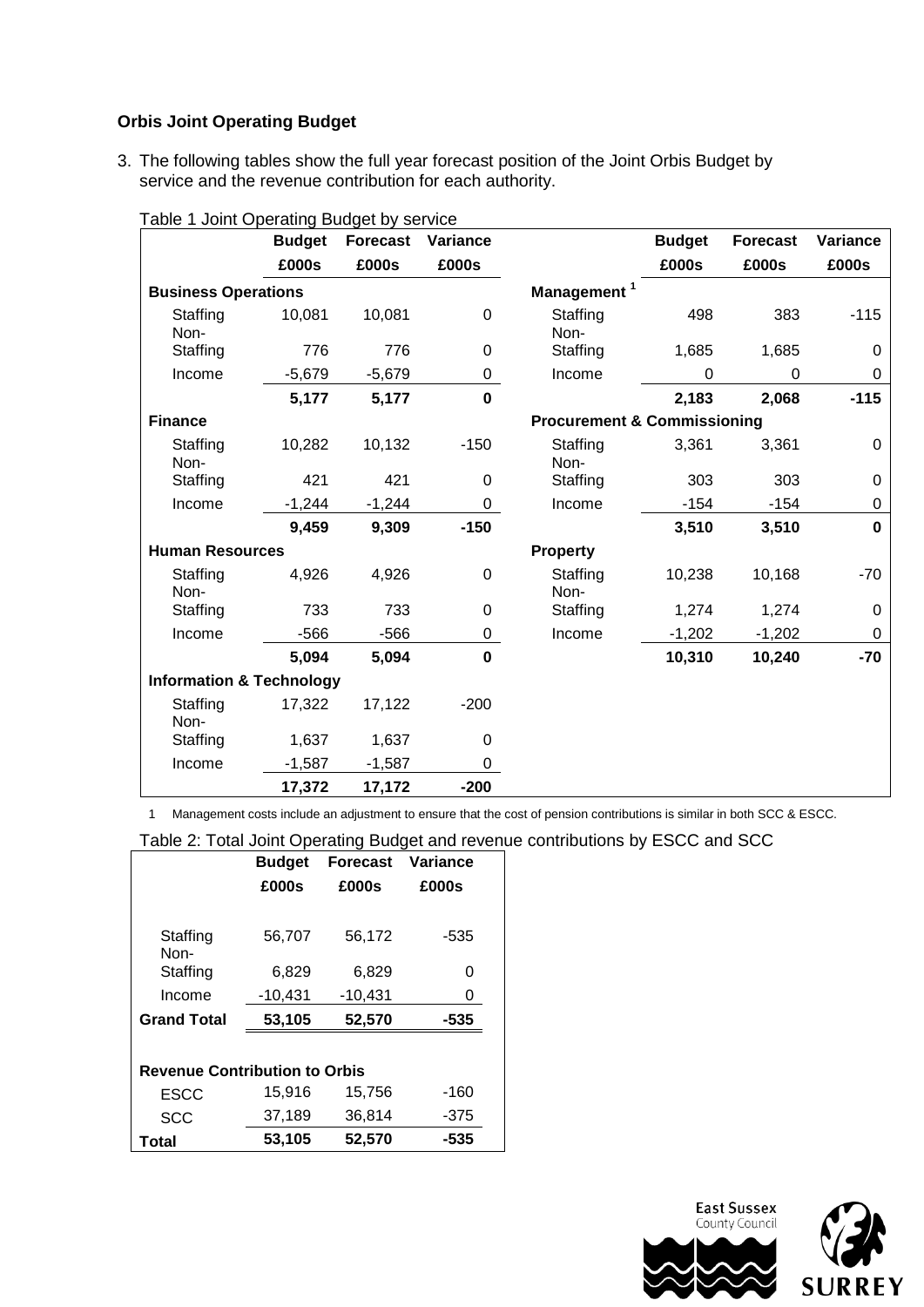**Orbis Joint Operating Budget**

3. The following tables show the full year forecast position of the Joint Orbis Budget by service and the revenue contribution for each authority.

Table 1 Joint Operating Budget by service

| | Budget | Forecast | Variance | | Budget | Forecast | Variance |
|---|---|---|---|---|---|---|---|
| | £000s | £000s | £000s | | £000s | £000s | £000s |
| **Business Operations** | | | | **Management [1]** | | | |
| Staffing | 10,081 | 10,081 | 0 | Staffing | 498 | 383 | -115 |
| Non-Staffing | 776 | 776 | 0 | Non-Staffing | 1,685 | 1,685 | 0 |
| Income | -5,679 | -5,679 | 0 | Income | 0 | 0 | 0 |
| | **5,177** | **5,177** | **0** | | **2,183** | **2,068** | **-115** |
| **Finance** | | | | **Procurement & Commissioning** | | | |
| Staffing | 10,282 | 10,132 | -150 | Staffing | 3,361 | 3,361 | 0 |
| Non-Staffing | 421 | 421 | 0 | Non-Staffing | 303 | 303 | 0 |
| Income | -1,244 | -1,244 | 0 | Income | -154 | -154 | 0 |
| | **9,459** | **9,309** | **-150** | | **3,510** | **3,510** | **0** |
| **Human Resources** | | | | **Property** | | | |
| Staffing | 4,926 | 4,926 | 0 | Staffing | 10,238 | 10,168 | -70 |
| Non-Staffing | 733 | 733 | 0 | Non-Staffing | 1,274 | 1,274 | 0 |
| Income | -566 | -566 | 0 | Income | -1,202 | -1,202 | 0 |
| | **5,094** | **5,094** | **0** | | **10,310** | **10,240** | **-70** |
| **Information & Technology** | | | | | | | |
| Staffing | 17,322 | 17,122 | -200 | | | | |
| Non-Staffing | 1,637 | 1,637 | 0 | | | | |
| Income | -1,587 | -1,587 | 0 | | | | |
| | **17,372** | **17,172** | **-200** | | | | |

1 Management costs include an adjustment to ensure that the cost of pension contributions is similar in both SCC & ESCC.

Table 2: Total Joint Operating Budget and revenue contributions by ESCC and SCC

| | Budget | Forecast | Variance |
|---|---|---|---|
| | £000s | £000s | £000s |
| Staffing | 56,707 | 56,172 | -535 |
| Non-Staffing | 6,829 | 6,829 | 0 |
| Income | -10,431 | -10,431 | 0 |
| **Grand Total** | **53,105** | **52,570** | **-535** |
| **Revenue Contribution to Orbis** | | | |
| ESCC | 15,916 | 15,756 | -160 |
| SCC | 37,189 | 36,814 | -375 |
| **Total** | **53,105** | **52,570** | **-535** |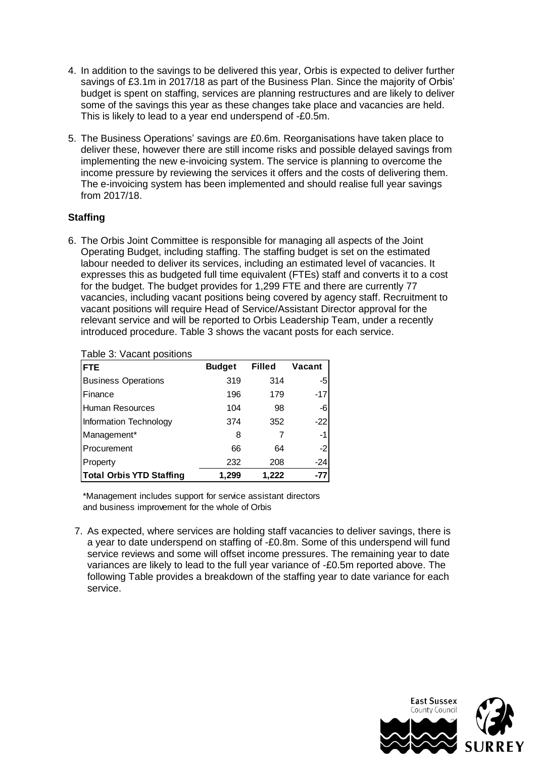4. In addition to the savings to be delivered this year, Orbis is expected to deliver further savings of £3.1m in 2017/18 as part of the Business Plan. Since the majority of Orbis' budget is spent on staffing, services are planning restructures and are likely to deliver some of the savings this year as these changes take place and vacancies are held. This is likely to lead to a year end underspend of -£0.5m.

5. The Business Operations' savings are £0.6m. Reorganisations have taken place to deliver these, however there are still income risks and possible delayed savings from implementing the new e-invoicing system. The service is planning to overcome the income pressure by reviewing the services it offers and the costs of delivering them. The e-invoicing system has been implemented and should realise full year savings from 2017/18.

**Staffing**

6. The Orbis Joint Committee is responsible for managing all aspects of the Joint Operating Budget, including staffing. The staffing budget is set on the estimated labour needed to deliver its services, including an estimated level of vacancies. It expresses this as budgeted full time equivalent (FTEs) staff and converts it to a cost for the budget. The budget provides for 1,299 FTE and there are currently 77 vacancies, including vacant positions being covered by agency staff. Recruitment to vacant positions will require Head of Service/Assistant Director approval for the relevant service and will be reported to Orbis Leadership Team, under a recently introduced procedure. Table 3 shows the vacant posts for each service.

Table 3: Vacant positions

| FTE | Budget | Filled | Vacant |
|---|---|---|---|
| Business Operations | 319 | 314 | -5 |
| Finance | 196 | 179 | -17 |
| Human Resources | 104 | 98 | -6 |
| Information Technology | 374 | 352 | -22 |
| Management* | 8 | 7 | -1 |
| Procurement | 66 | 64 | -2 |
| Property | 232 | 208 | -24 |
| **Total Orbis YTD Staffing** | **1,299** | **1,222** | **-77** |

*Management includes support for service assistant directors and business improvement for the whole of Orbis

7. As expected, where services are holding staff vacancies to deliver savings, there is a year to date underspend on staffing of -£0.8m. Some of this underspend will fund service reviews and some will offset income pressures. The remaining year to date variances are likely to lead to the full year variance of -£0.5m reported above. The following Table provides a breakdown of the staffing year to date variance for each service.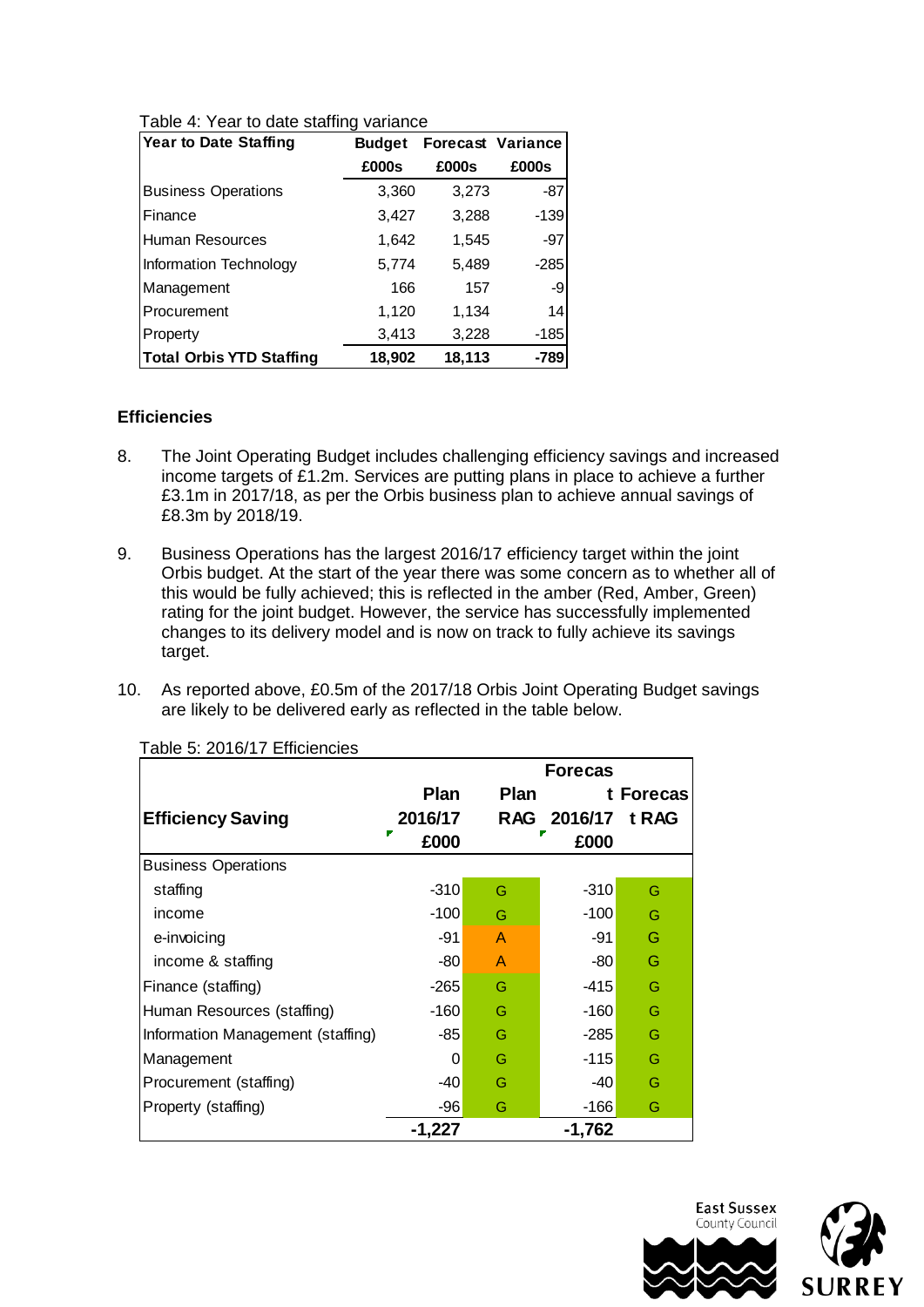Table 4: Year to date staffing variance

| Year to Date Staffing | Budget | Forecast | Variance |
|---|---|---|---|
| | £000s | £000s | £000s |
| Business Operations | 3,360 | 3,273 | -87 |
| Finance | 3,427 | 3,288 | -139 |
| Human Resources | 1,642 | 1,545 | -97 |
| Information Technology | 5,774 | 5,489 | -285 |
| Management | 166 | 157 | -9 |
| Procurement | 1,120 | 1,134 | 14 |
| Property | 3,413 | 3,228 | -185 |
| **Total Orbis YTD Staffing** | **18,902** | **18,113** | **-789** |

### Efficiencies

8. The Joint Operating Budget includes challenging efficiency savings and increased income targets of £1.2m. Services are putting plans in place to achieve a further £3.1m in 2017/18, as per the Orbis business plan to achieve annual savings of £8.3m by 2018/19.

9. Business Operations has the largest 2016/17 efficiency target within the joint Orbis budget. At the start of the year there was some concern as to whether all of this would be fully achieved; this is reflected in the amber (Red, Amber, Green) rating for the joint budget. However, the service has successfully implemented changes to its delivery model and is now on track to fully achieve its savings target.

10. As reported above, £0.5m of the 2017/18 Orbis Joint Operating Budget savings are likely to be delivered early as reflected in the table below.

Table 5: 2016/17 Efficiencies

| Efficiency Saving | Plan 2016/17 £000 | Plan RAG | Forecast 2016/17 £000 | Forecast RAG |
|---|---|---|---|---|
| Business Operations | | | | |
| staffing | -310 | G | -310 | G |
| income | -100 | G | -100 | G |
| e-invoicing | -91 | A | -91 | G |
| income & staffing | -80 | A | -80 | G |
| Finance (staffing) | -265 | G | -415 | G |
| Human Resources (staffing) | -160 | G | -160 | G |
| Information Management (staffing) | -85 | G | -285 | G |
| Management | 0 | G | -115 | G |
| Procurement (staffing) | -40 | G | -40 | G |
| Property (staffing) | -96 | G | -166 | G |
| | **-1,227** | | **-1,762** | |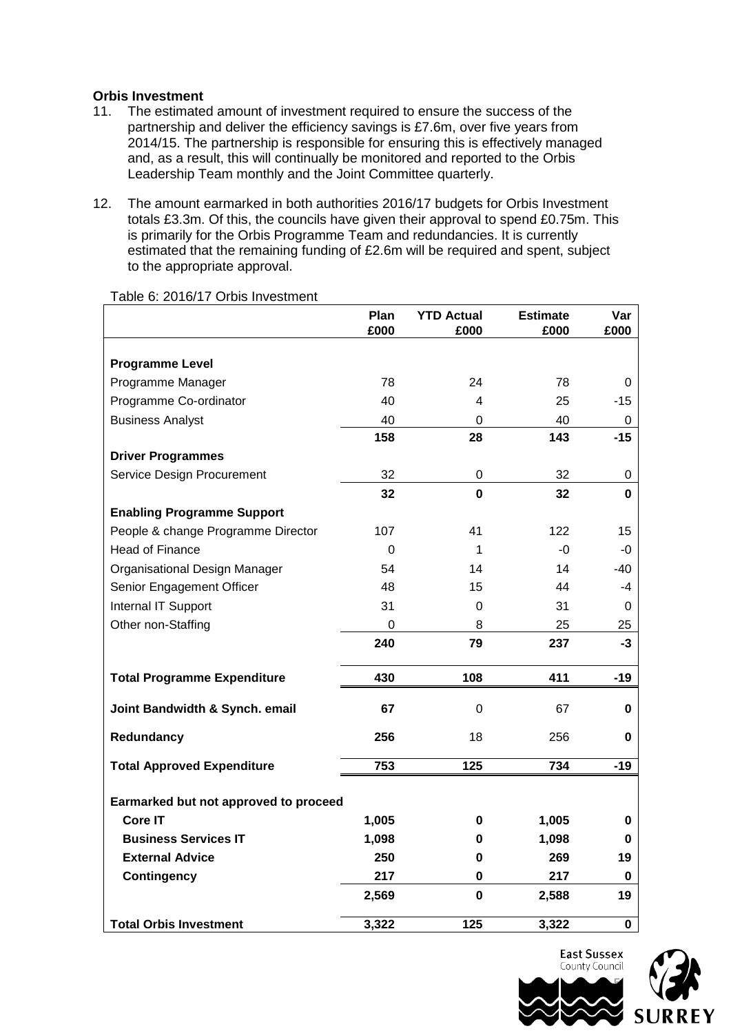**Orbis Investment**

11. The estimated amount of investment required to ensure the success of the partnership and deliver the efficiency savings is £7.6m, over five years from 2014/15. The partnership is responsible for ensuring this is effectively managed and, as a result, this will continually be monitored and reported to the Orbis Leadership Team monthly and the Joint Committee quarterly.

12. The amount earmarked in both authorities 2016/17 budgets for Orbis Investment totals £3.3m. Of this, the councils have given their approval to spend £0.75m. This is primarily for the Orbis Programme Team and redundancies. It is currently estimated that the remaining funding of £2.6m will be required and spent, subject to the appropriate approval.

Table 6: 2016/17 Orbis Investment

| | Plan £000 | YTD Actual £000 | Estimate £000 | Var £000 |
|---|---|---|---|---|
| **Programme Level** | | | | |
| Programme Manager | 78 | 24 | 78 | 0 |
| Programme Co-ordinator | 40 | 4 | 25 | -15 |
| Business Analyst | 40 | 0 | 40 | 0 |
| | **158** | **28** | **143** | **-15** |
| **Driver Programmes** | | | | |
| Service Design Procurement | 32 | 0 | 32 | 0 |
| | **32** | **0** | **32** | **0** |
| **Enabling Programme Support** | | | | |
| People & change Programme Director | 107 | 41 | 122 | 15 |
| Head of Finance | 0 | 1 | -0 | -0 |
| Organisational Design Manager | 54 | 14 | 14 | -40 |
| Senior Engagement Officer | 48 | 15 | 44 | -4 |
| Internal IT Support | 31 | 0 | 31 | 0 |
| Other non-Staffing | 0 | 8 | 25 | 25 |
| | **240** | **79** | **237** | **-3** |
| **Total Programme Expenditure** | **430** | **108** | **411** | **-19** |
| **Joint Bandwidth & Synch. email** | **67** | 0 | 67 | **0** |
| **Redundancy** | **256** | 18 | 256 | **0** |
| **Total Approved Expenditure** | **753** | **125** | **734** | **-19** |
| **Earmarked but not approved to proceed** | | | | |
| **Core IT** | **1,005** | **0** | **1,005** | **0** |
| **Business Services IT** | **1,098** | **0** | **1,098** | **0** |
| **External Advice** | **250** | **0** | **269** | **19** |
| **Contingency** | **217** | **0** | **217** | **0** |
| | **2,569** | **0** | **2,588** | **19** |
| **Total Orbis Investment** | **3,322** | **125** | **3,322** | **0** |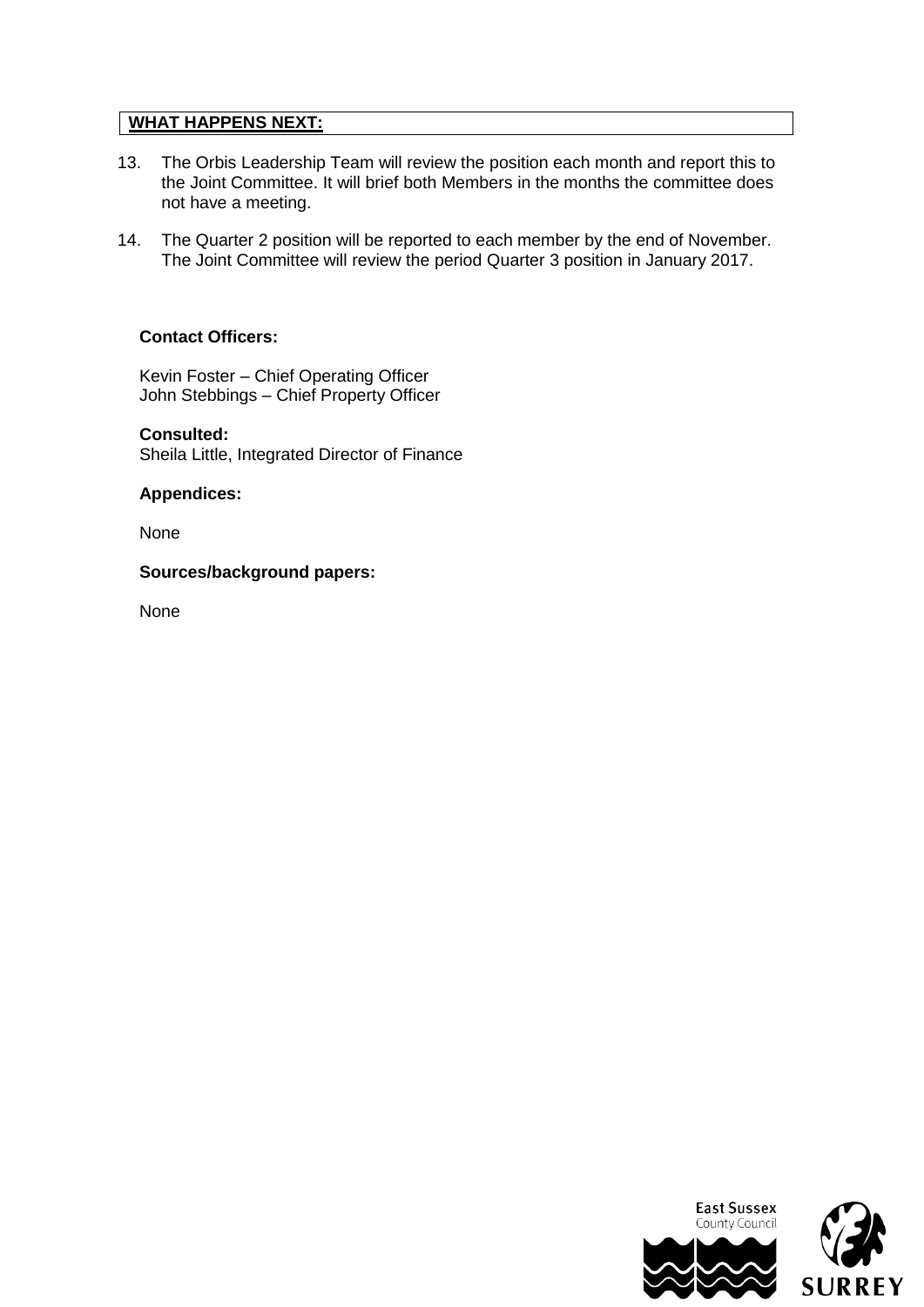## WHAT HAPPENS NEXT:

13. The Orbis Leadership Team will review the position each month and report this to the Joint Committee. It will brief both Members in the months the committee does not have a meeting.

14. The Quarter 2 position will be reported to each member by the end of November. The Joint Committee will review the period Quarter 3 position in January 2017.

**Contact Officers:**

Kevin Foster – Chief Operating Officer
John Stebbings – Chief Property Officer

**Consulted:**
Sheila Little, Integrated Director of Finance

**Appendices:**

None

**Sources/background papers:**

None